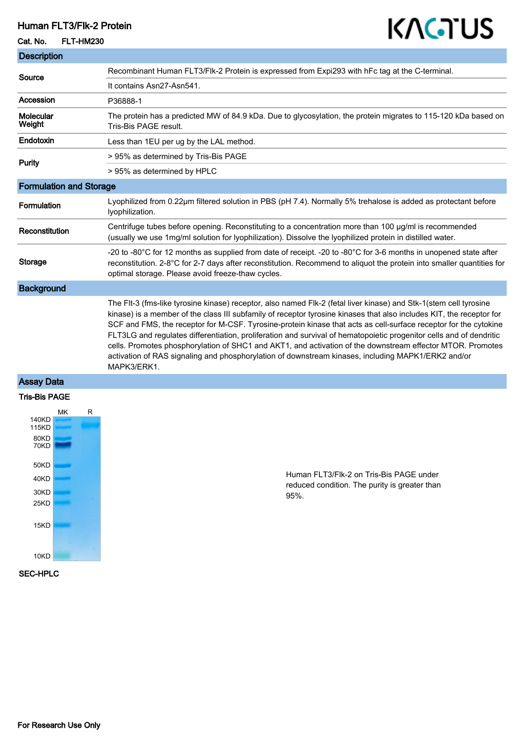# Human FLT3/Flk-2 Protein

**Cat. No.** FLT-HM230

KACTUS

## Description

| | |
|---|---|
| **Source** | Recombinant Human FLT3/Flk-2 Protein is expressed from Expi293 with hFc tag at the C-terminal. |
| | It contains Asn27-Asn541. |
| **Accession** | P36888-1 |
| **Molecular Weight** | The protein has a predicted MW of 84.9 kDa. Due to glycosylation, the protein migrates to 115-120 kDa based on Tris-Bis PAGE result. |
| **Endotoxin** | Less than 1EU per ug by the LAL method. |
| **Purity** | > 95% as determined by Tris-Bis PAGE |
| | > 95% as determined by HPLC |

## Formulation and Storage

| | |
|---|---|
| **Formulation** | Lyophilized from 0.22μm filtered solution in PBS (pH 7.4). Normally 5% trehalose is added as protectant before lyophilization. |
| **Reconstitution** | Centrifuge tubes before opening. Reconstituting to a concentration more than 100 μg/ml is recommended (usually we use 1mg/ml solution for lyophilization). Dissolve the lyophilized protein in distilled water. |
| **Storage** | -20 to -80°C for 12 months as supplied from date of receipt. -20 to -80°C for 3-6 months in unopened state after reconstitution. 2-8°C for 2-7 days after reconstitution. Recommend to aliquot the protein into smaller quantities for optimal storage. Please avoid freeze-thaw cycles. |

## Background

The Flt-3 (fms-like tyrosine kinase) receptor, also named Flk-2 (fetal liver kinase) and Stk-1(stem cell tyrosine kinase) is a member of the class III subfamily of receptor tyrosine kinases that also includes KIT, the receptor for SCF and FMS, the receptor for M-CSF. Tyrosine-protein kinase that acts as cell-surface receptor for the cytokine FLT3LG and regulates differentiation, proliferation and survival of hematopoietic progenitor cells and of dendritic cells. Promotes phosphorylation of SHC1 and AKT1, and activation of the downstream effector MTOR. Promotes activation of RAS signaling and phosphorylation of downstream kinases, including MAPK1/ERK2 and/or MAPK3/ERK1.

## Assay Data

### Tris-Bis PAGE

Human FLT3/Flk-2 on Tris-Bis PAGE under reduced condition. The purity is greater than 95%.

### SEC-HPLC

For Research Use Only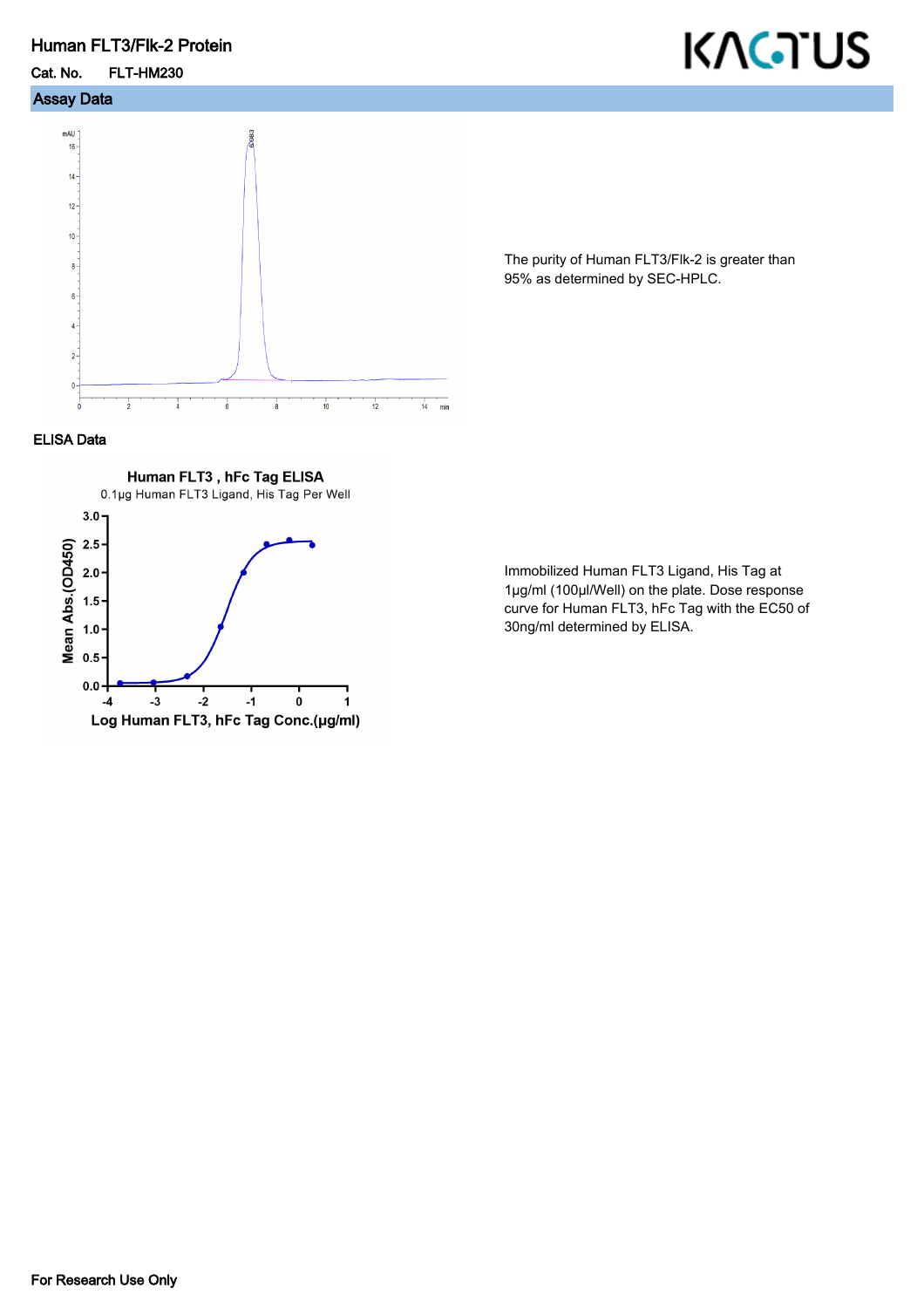# Human FLT3/Flk-2 Protein

Cat. No. FLT-HM230

## Assay Data

mAU
16
14
12
10
8
6
4
2
0
6.083
0 2 4 6 8 10 12 14 min

The purity of Human FLT3/Flk-2 is greater than 95% as determined by SEC-HPLC.

## ELISA Data

Human FLT3 , hFc Tag ELISA
0.1μg Human FLT3 Ligand, His Tag Per Well
Mean Abs.(OD450)
3.0
2.5
2.0
1.5
1.0
0.5
0.0
-4 -3 -2 -1 0 1
Log Human FLT3, hFc Tag Conc.(μg/ml)

Immobilized Human FLT3 Ligand, His Tag at 1μg/ml (100μl/Well) on the plate. Dose response curve for Human FLT3, hFc Tag with the EC50 of 30ng/ml determined by ELISA.

For Research Use Only